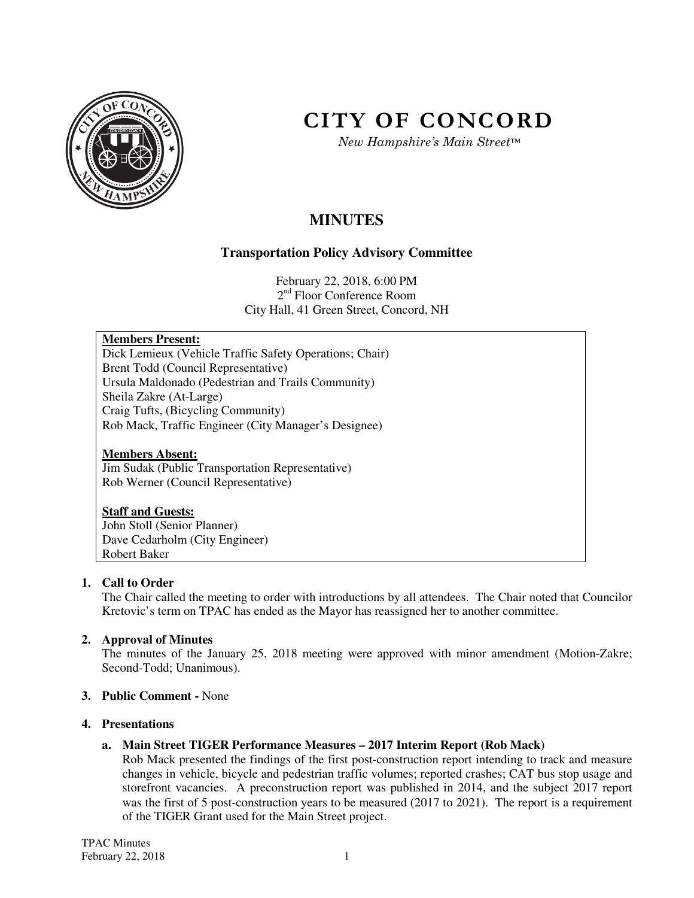# CITY OF CONCORD

*New Hampshire's Main Street™*

## MINUTES

### Transportation Policy Advisory Committee

February 22, 2018, 6:00 PM
2nd Floor Conference Room
City Hall, 41 Green Street, Concord, NH

**Members Present:**
Dick Lemieux (Vehicle Traffic Safety Operations; Chair)
Brent Todd (Council Representative)
Ursula Maldonado (Pedestrian and Trails Community)
Sheila Zakre (At-Large)
Craig Tufts, (Bicycling Community)
Rob Mack, Traffic Engineer (City Manager's Designee)

**Members Absent:**
Jim Sudak (Public Transportation Representative)
Rob Werner (Council Representative)

**Staff and Guests:**
John Stoll (Senior Planner)
Dave Cedarholm (City Engineer)
Robert Baker

1. **Call to Order**
   The Chair called the meeting to order with introductions by all attendees. The Chair noted that Councilor Kretovic's term on TPAC has ended as the Mayor has reassigned her to another committee.

2. **Approval of Minutes**
   The minutes of the January 25, 2018 meeting were approved with minor amendment (Motion-Zakre; Second-Todd; Unanimous).

3. **Public Comment -** None

4. **Presentations**

   a. **Main Street TIGER Performance Measures – 2017 Interim Report (Rob Mack)**
   Rob Mack presented the findings of the first post-construction report intending to track and measure changes in vehicle, bicycle and pedestrian traffic volumes; reported crashes; CAT bus stop usage and storefront vacancies. A preconstruction report was published in 2014, and the subject 2017 report was the first of 5 post-construction years to be measured (2017 to 2021). The report is a requirement of the TIGER Grant used for the Main Street project.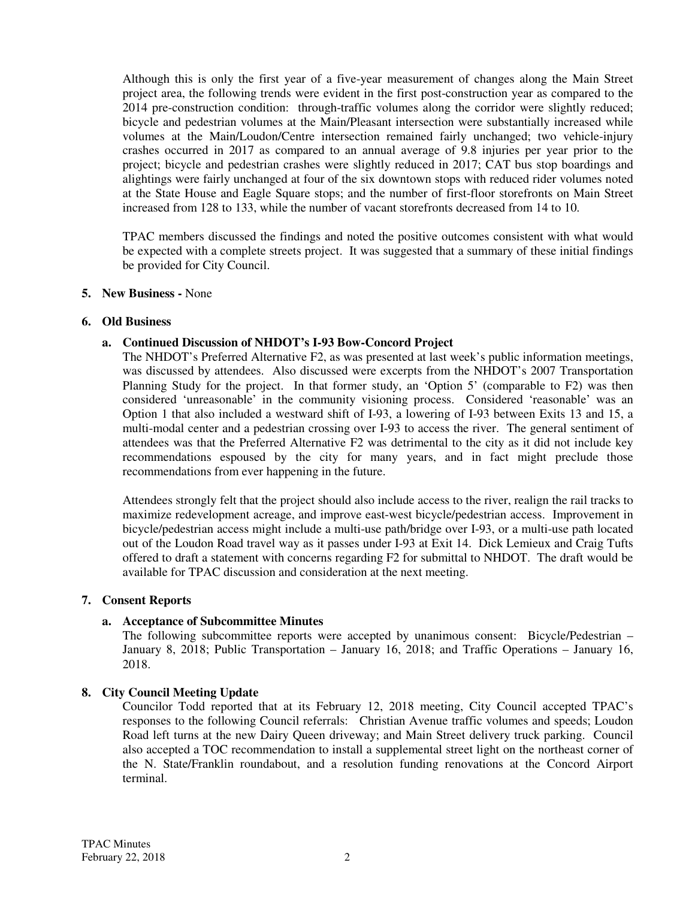Although this is only the first year of a five-year measurement of changes along the Main Street project area, the following trends were evident in the first post-construction year as compared to the 2014 pre-construction condition: through-traffic volumes along the corridor were slightly reduced; bicycle and pedestrian volumes at the Main/Pleasant intersection were substantially increased while volumes at the Main/Loudon/Centre intersection remained fairly unchanged; two vehicle-injury crashes occurred in 2017 as compared to an annual average of 9.8 injuries per year prior to the project; bicycle and pedestrian crashes were slightly reduced in 2017; CAT bus stop boardings and alightings were fairly unchanged at four of the six downtown stops with reduced rider volumes noted at the State House and Eagle Square stops; and the number of first-floor storefronts on Main Street increased from 128 to 133, while the number of vacant storefronts decreased from 14 to 10.

TPAC members discussed the findings and noted the positive outcomes consistent with what would be expected with a complete streets project. It was suggested that a summary of these initial findings be provided for City Council.

**5. New Business -** None

**6. Old Business**

**a. Continued Discussion of NHDOT's I-93 Bow-Concord Project**

The NHDOT's Preferred Alternative F2, as was presented at last week's public information meetings, was discussed by attendees. Also discussed were excerpts from the NHDOT's 2007 Transportation Planning Study for the project. In that former study, an 'Option 5' (comparable to F2) was then considered 'unreasonable' in the community visioning process. Considered 'reasonable' was an Option 1 that also included a westward shift of I-93, a lowering of I-93 between Exits 13 and 15, a multi-modal center and a pedestrian crossing over I-93 to access the river. The general sentiment of attendees was that the Preferred Alternative F2 was detrimental to the city as it did not include key recommendations espoused by the city for many years, and in fact might preclude those recommendations from ever happening in the future.

Attendees strongly felt that the project should also include access to the river, realign the rail tracks to maximize redevelopment acreage, and improve east-west bicycle/pedestrian access. Improvement in bicycle/pedestrian access might include a multi-use path/bridge over I-93, or a multi-use path located out of the Loudon Road travel way as it passes under I-93 at Exit 14. Dick Lemieux and Craig Tufts offered to draft a statement with concerns regarding F2 for submittal to NHDOT. The draft would be available for TPAC discussion and consideration at the next meeting.

**7. Consent Reports**

**a. Acceptance of Subcommittee Minutes**

The following subcommittee reports were accepted by unanimous consent: Bicycle/Pedestrian – January 8, 2018; Public Transportation – January 16, 2018; and Traffic Operations – January 16, 2018.

**8. City Council Meeting Update**

Councilor Todd reported that at its February 12, 2018 meeting, City Council accepted TPAC's responses to the following Council referrals: Christian Avenue traffic volumes and speeds; Loudon Road left turns at the new Dairy Queen driveway; and Main Street delivery truck parking. Council also accepted a TOC recommendation to install a supplemental street light on the northeast corner of the N. State/Franklin roundabout, and a resolution funding renovations at the Concord Airport terminal.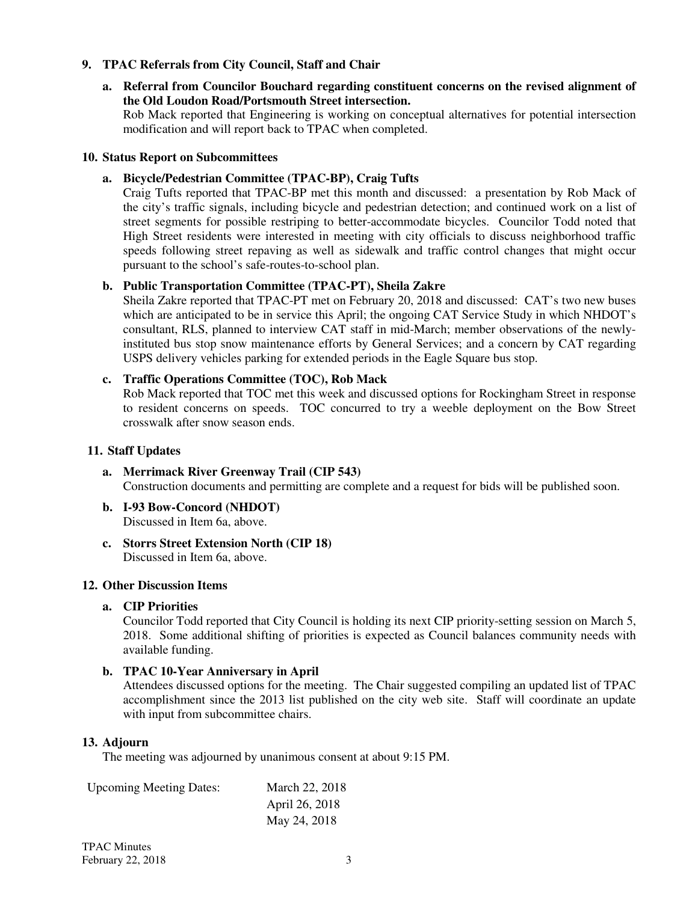**9. TPAC Referrals from City Council, Staff and Chair**

**a. Referral from Councilor Bouchard regarding constituent concerns on the revised alignment of the Old Loudon Road/Portsmouth Street intersection.**
Rob Mack reported that Engineering is working on conceptual alternatives for potential intersection modification and will report back to TPAC when completed.

**10. Status Report on Subcommittees**

**a. Bicycle/Pedestrian Committee (TPAC-BP), Craig Tufts**
Craig Tufts reported that TPAC-BP met this month and discussed: a presentation by Rob Mack of the city's traffic signals, including bicycle and pedestrian detection; and continued work on a list of street segments for possible restriping to better-accommodate bicycles. Councilor Todd noted that High Street residents were interested in meeting with city officials to discuss neighborhood traffic speeds following street repaving as well as sidewalk and traffic control changes that might occur pursuant to the school's safe-routes-to-school plan.

**b. Public Transportation Committee (TPAC-PT), Sheila Zakre**
Sheila Zakre reported that TPAC-PT met on February 20, 2018 and discussed: CAT's two new buses which are anticipated to be in service this April; the ongoing CAT Service Study in which NHDOT's consultant, RLS, planned to interview CAT staff in mid-March; member observations of the newly-instituted bus stop snow maintenance efforts by General Services; and a concern by CAT regarding USPS delivery vehicles parking for extended periods in the Eagle Square bus stop.

**c. Traffic Operations Committee (TOC), Rob Mack**
Rob Mack reported that TOC met this week and discussed options for Rockingham Street in response to resident concerns on speeds. TOC concurred to try a weeble deployment on the Bow Street crosswalk after snow season ends.

**11. Staff Updates**

**a. Merrimack River Greenway Trail (CIP 543)**
Construction documents and permitting are complete and a request for bids will be published soon.

**b. I-93 Bow-Concord (NHDOT)**
Discussed in Item 6a, above.

**c. Storrs Street Extension North (CIP 18)**
Discussed in Item 6a, above.

**12. Other Discussion Items**

**a. CIP Priorities**
Councilor Todd reported that City Council is holding its next CIP priority-setting session on March 5, 2018. Some additional shifting of priorities is expected as Council balances community needs with available funding.

**b. TPAC 10-Year Anniversary in April**
Attendees discussed options for the meeting. The Chair suggested compiling an updated list of TPAC accomplishment since the 2013 list published on the city web site. Staff will coordinate an update with input from subcommittee chairs.

**13. Adjourn**
The meeting was adjourned by unanimous consent at about 9:15 PM.

| | |
|---|---|
| Upcoming Meeting Dates: | March 22, 2018 |
| | April 26, 2018 |
| | May 24, 2018 |